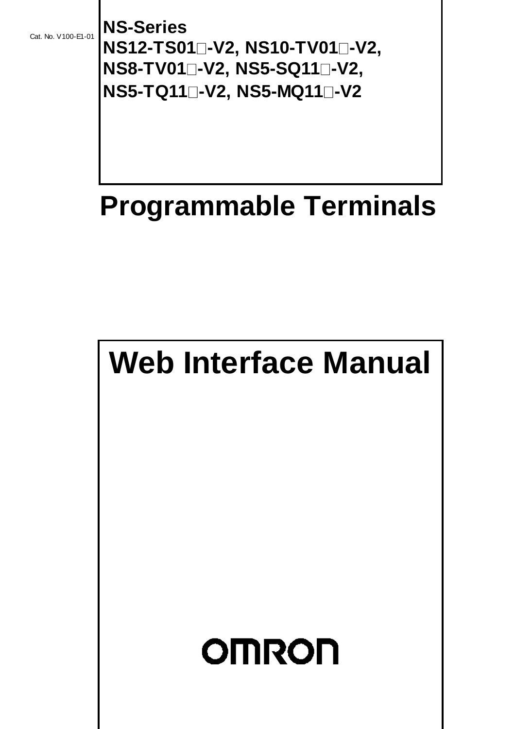Cat. No. V100-E1-01

**NS-Series**
**NS12-TS01□-V2, NS10-TV01□-V2,**
**NS8-TV01□-V2, NS5-SQ11□-V2,**
**NS5-TQ11□-V2, NS5-MQ11□-V2**

# Programmable Terminals

# Web Interface Manual

OMRON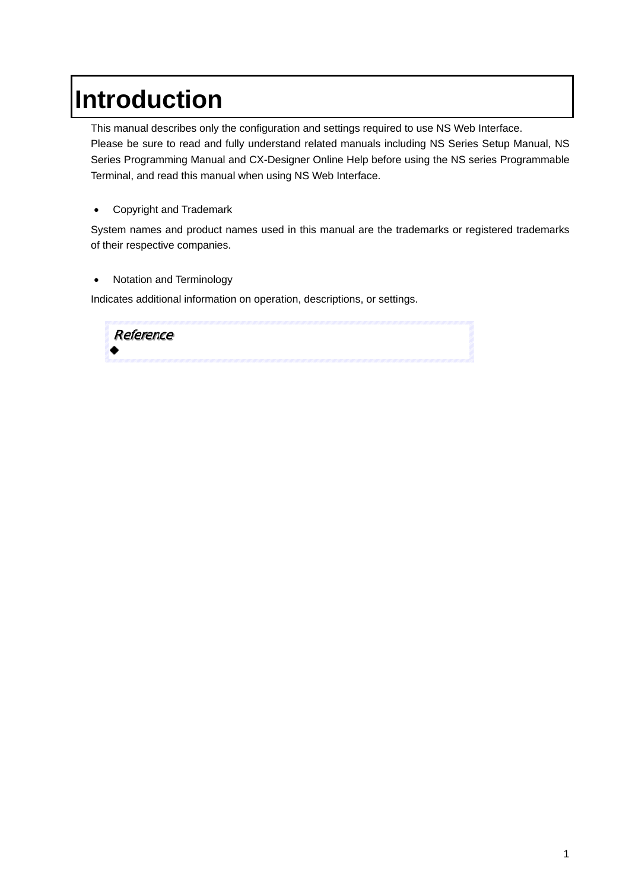# Introduction

This manual describes only the configuration and settings required to use NS Web Interface.
Please be sure to read and fully understand related manuals including NS Series Setup Manual, NS Series Programming Manual and CX-Designer Online Help before using the NS series Programmable Terminal, and read this manual when using NS Web Interface.

- Copyright and Trademark

System names and product names used in this manual are the trademarks or registered trademarks of their respective companies.

- Notation and Terminology

Indicates additional information on operation, descriptions, or settings.

> *Reference*
> ◆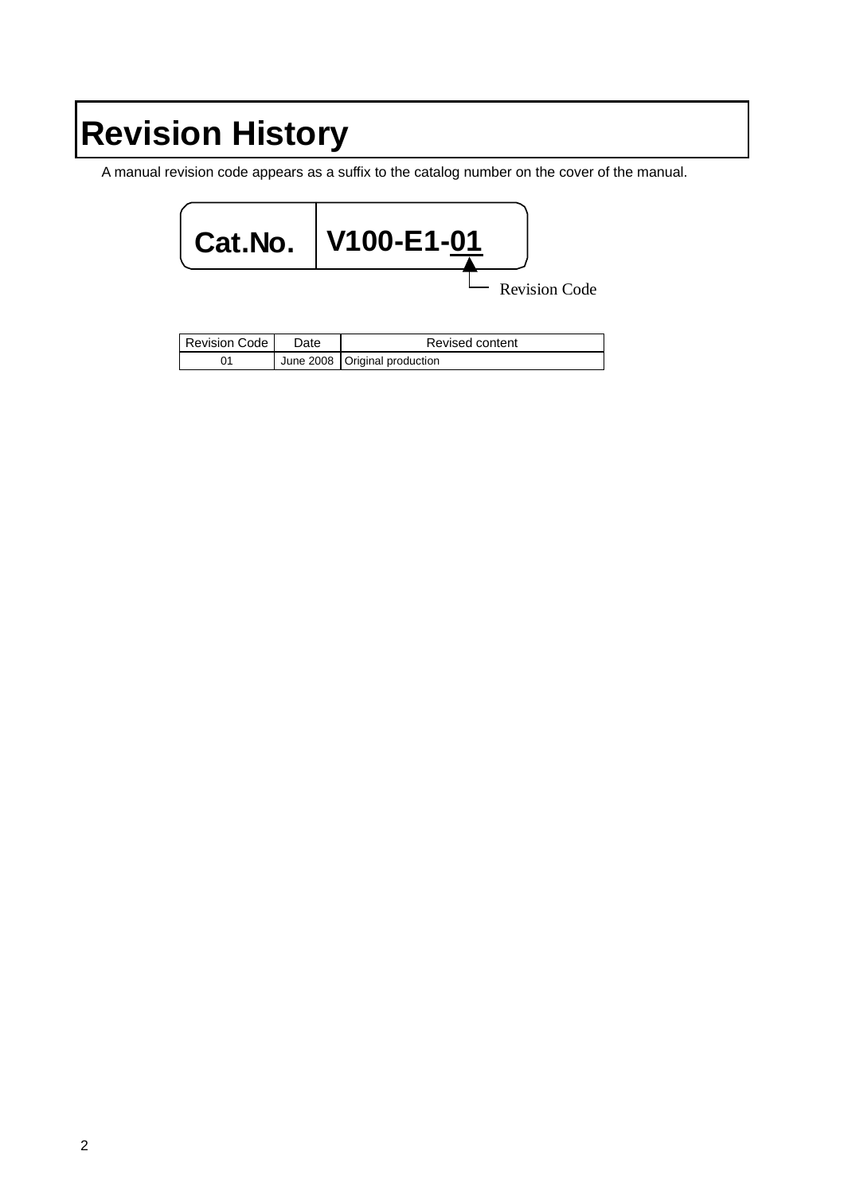# Revision History

A manual revision code appears as a suffix to the catalog number on the cover of the manual.

**Cat.No.** **V100-E1-01**

Revision Code

| Revision Code | Date | Revised content |
|---|---|---|
| 01 | June 2008 | Original production |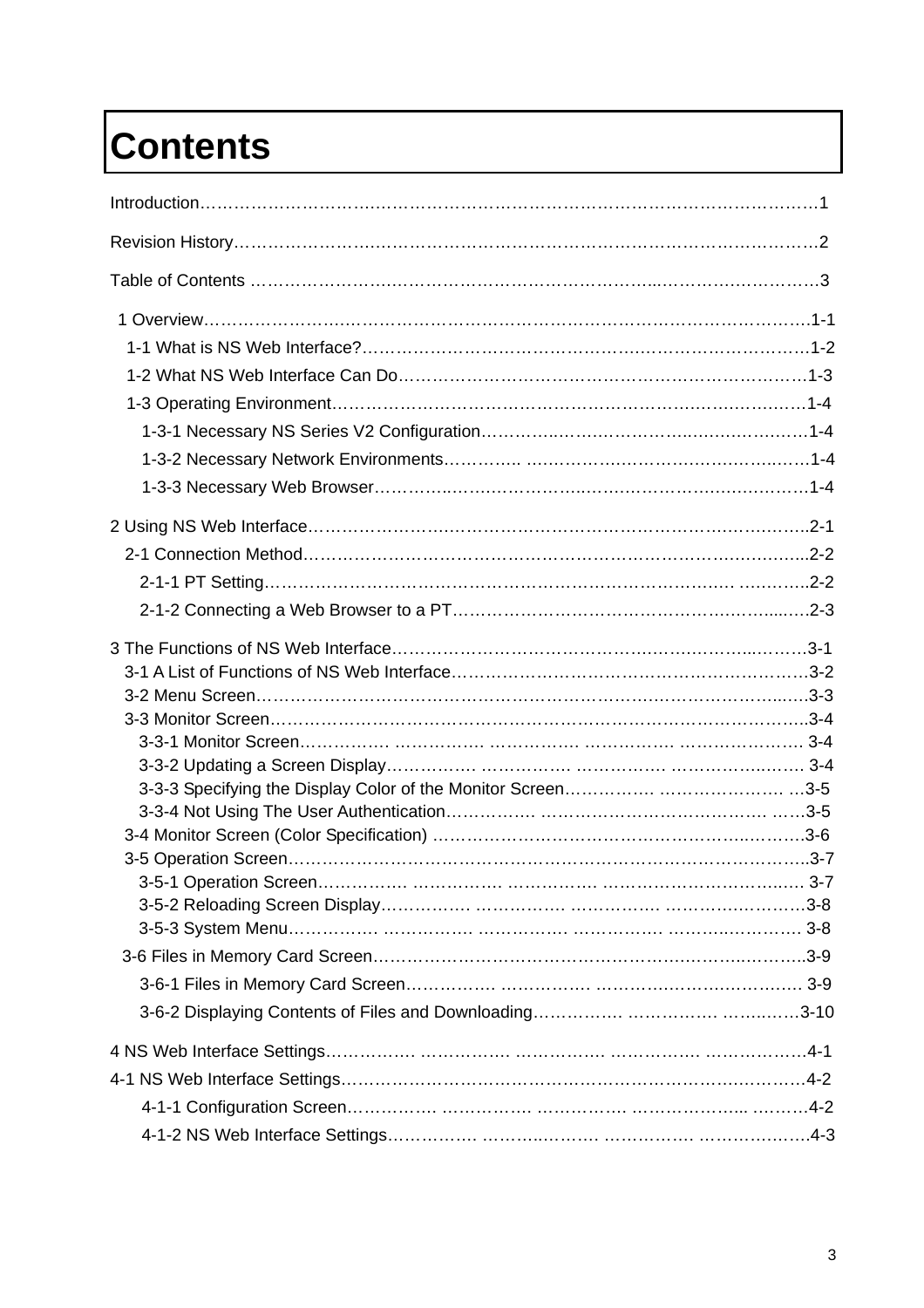# Contents

Introduction……………………………………………………………………………………………1

Revision History…………………………………………………………………………………………2

Table of Contents ………………………………………………………………………………………3

1 Overview…………………………………………………………………………………………1-1
  1-1 What is NS Web Interface?……………………………………………………………………1-2
  1-2 What NS Web Interface Can Do………………………………………………………………1-3
  1-3 Operating Environment…………………………………………………………………………1-4
    1-3-1 Necessary NS Series V2 Configuration……………………………………………………1-4
    1-3-2 Necessary Network Environments………………………………………………………1-4
    1-3-3 Necessary Web Browser……………………………………………………………………1-4

2 Using NS Web Interface…………………………………………………………………………2-1
  2-1 Connection Method……………………………………………………………………………2-2
    2-1-1 PT Setting……………………………………………………………………………………2-2
    2-1-2 Connecting a Web Browser to a PT………………………………………………………2-3

3 The Functions of NS Web Interface……………………………………………………………3-1
  3-1 A List of Functions of NS Web Interface………………………………………………………3-2
  3-2 Menu Screen………………………………………………………………………………………3-3
  3-3 Monitor Screen……………………………………………………………………………………3-4
    3-3-1 Monitor Screen………………………………………………………………………………3-4
    3-3-2 Updating a Screen Display…………………………………………………………………3-4
    3-3-3 Specifying the Display Color of the Monitor Screen………………………………………3-5
    3-3-4 Not Using The User Authentication…………………………………………………………3-5
  3-4 Monitor Screen (Color Specification) ……………………………………………………………3-6
  3-5 Operation Screen…………………………………………………………………………………3-7
    3-5-1 Operation Screen……………………………………………………………………………3-7
    3-5-2 Reloading Screen Display……………………………………………………………………3-8
    3-5-3 System Menu…………………………………………………………………………………3-8
  3-6 Files in Memory Card Screen……………………………………………………………………3-9
    3-6-1 Files in Memory Card Screen………………………………………………………………3-9
    3-6-2 Displaying Contents of Files and Downloading……………………………………………3-10

4 NS Web Interface Settings…………………………………………………………………………4-1
4-1 NS Web Interface Settings…………………………………………………………………………4-2
    4-1-1 Configuration Screen…………………………………………………………………………4-2
    4-1-2 NS Web Interface Settings……………………………………………………………………4-3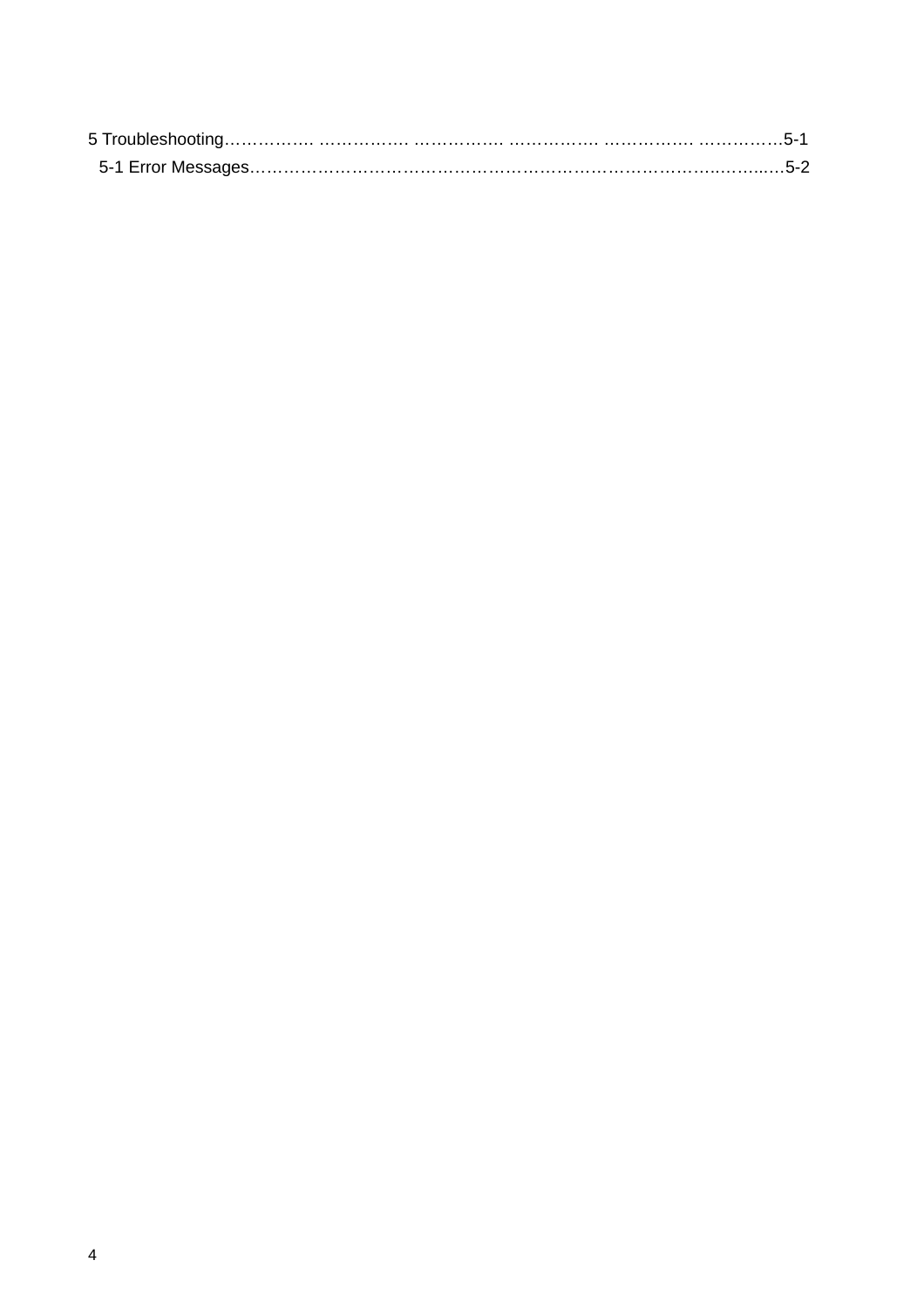5 Troubleshooting……………. ……………. ……………. ……………. ……………. ……………5-1

5-1 Error Messages………………………………………………………………………..……..…5-2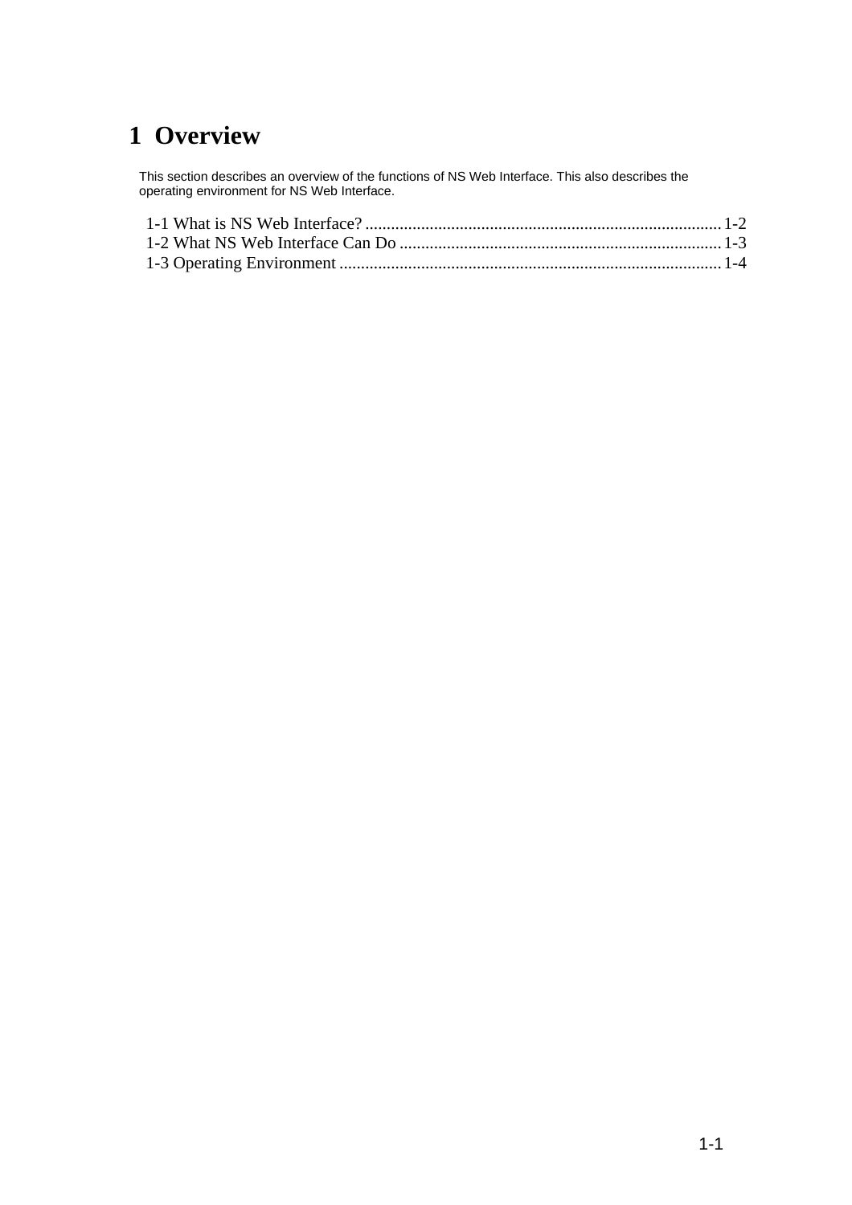# 1 Overview

This section describes an overview of the functions of NS Web Interface. This also describes the operating environment for NS Web Interface.

1-1 What is NS Web Interface? .................................................................................. 1-2
1-2 What NS Web Interface Can Do .......................................................................... 1-3
1-3 Operating Environment ........................................................................................ 1-4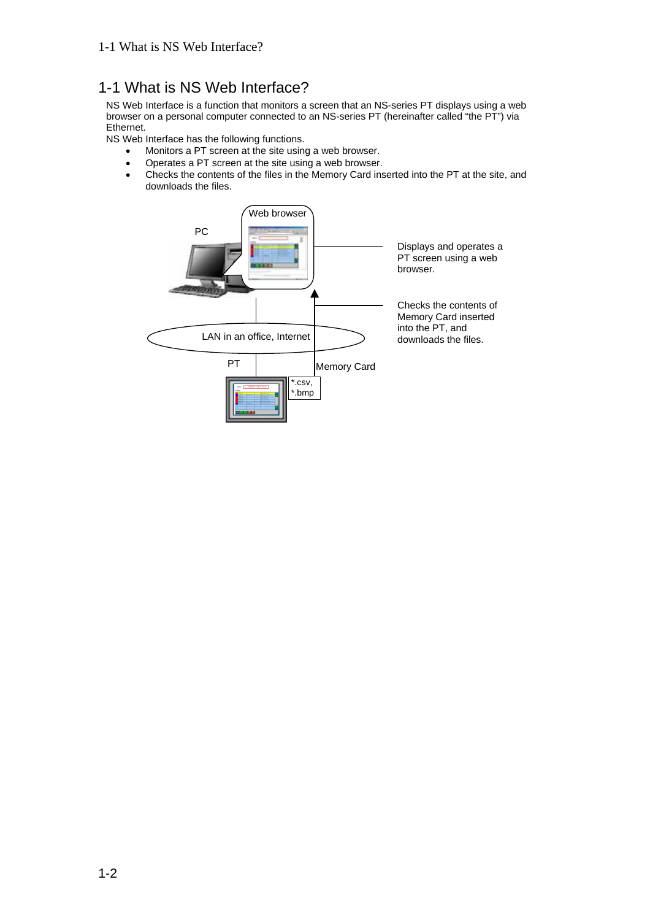# 1-1 What is NS Web Interface?

NS Web Interface is a function that monitors a screen that an NS-series PT displays using a web browser on a personal computer connected to an NS-series PT (hereinafter called "the PT") via Ethernet.

NS Web Interface has the following functions.

- Monitors a PT screen at the site using a web browser.
- Operates a PT screen at the site using a web browser.
- Checks the contents of the files in the Memory Card inserted into the PT at the site, and downloads the files.

Web browser

PC

Displays and operates a PT screen using a web browser.

Checks the contents of Memory Card inserted into the PT, and downloads the files.

LAN in an office, Internet

PT

Memory Card

*.csv, *.bmp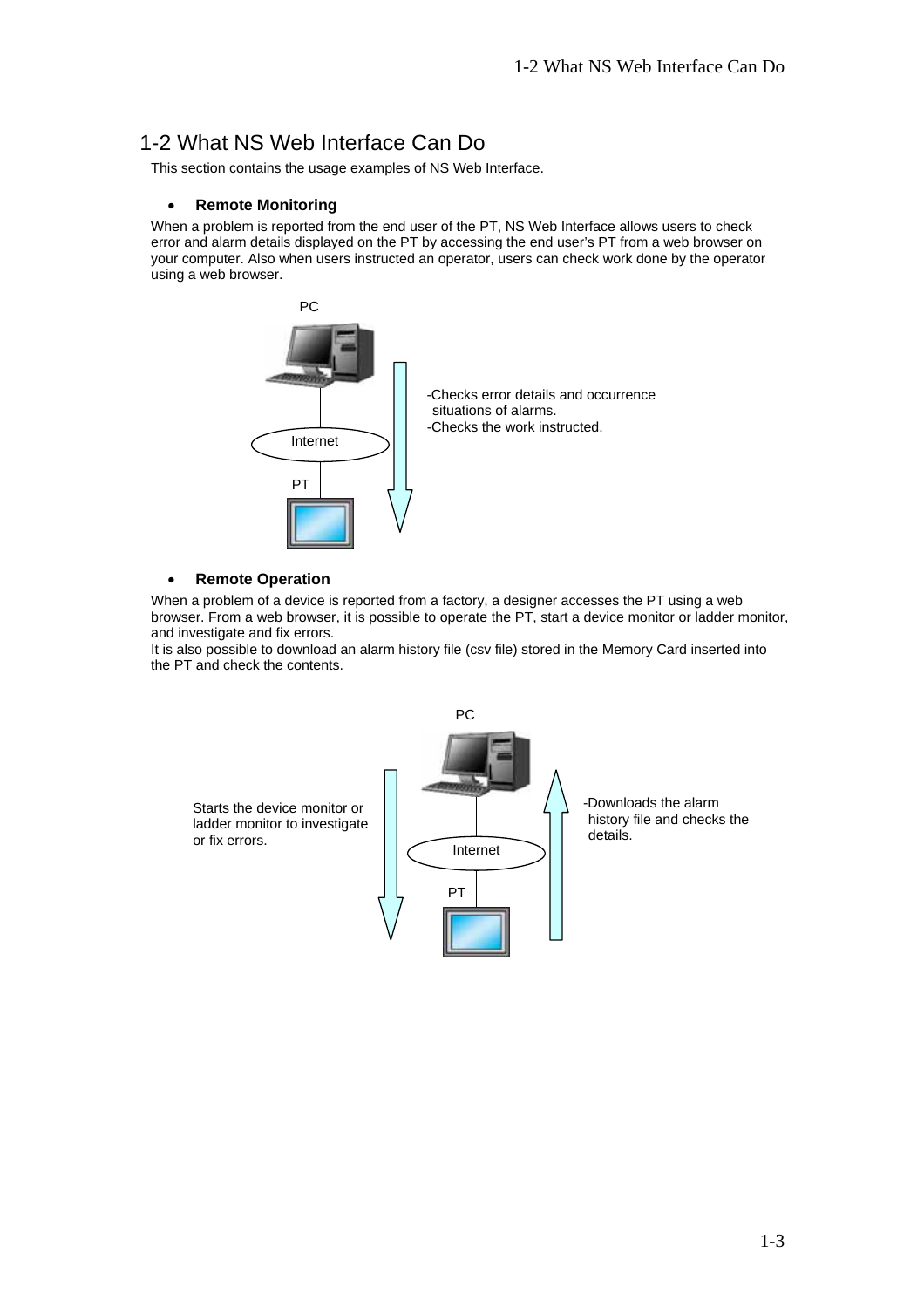# 1-2 What NS Web Interface Can Do

This section contains the usage examples of NS Web Interface.

- **Remote Monitoring**

When a problem is reported from the end user of the PT, NS Web Interface allows users to check error and alarm details displayed on the PT by accessing the end user's PT from a web browser on your computer. Also when users instructed an operator, users can check work done by the operator using a web browser.

PC

Internet

PT

-Checks error details and occurrence situations of alarms.
-Checks the work instructed.

- **Remote Operation**

When a problem of a device is reported from a factory, a designer accesses the PT using a web browser. From a web browser, it is possible to operate the PT, start a device monitor or ladder monitor, and investigate and fix errors.
It is also possible to download an alarm history file (csv file) stored in the Memory Card inserted into the PT and check the contents.

PC

Internet

PT

Starts the device monitor or ladder monitor to investigate or fix errors.

-Downloads the alarm history file and checks the details.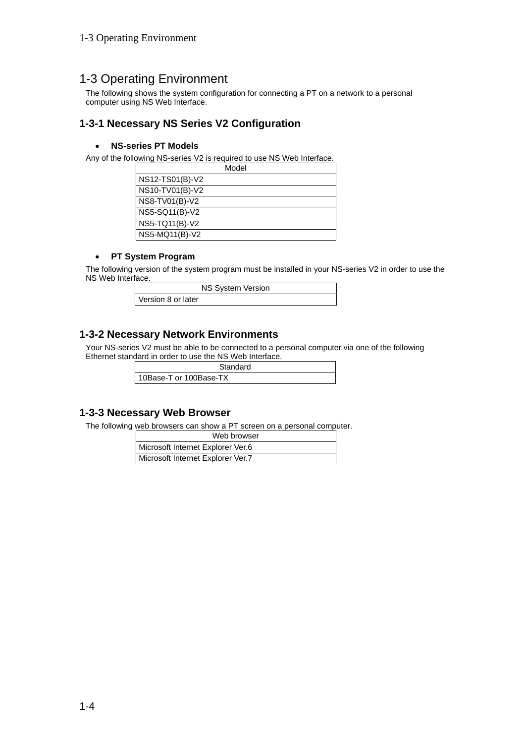# 1-3 Operating Environment

The following shows the system configuration for connecting a PT on a network to a personal computer using NS Web Interface.

## 1-3-1 Necessary NS Series V2 Configuration

- **NS-series PT Models**

Any of the following NS-series V2 is required to use NS Web Interface.

| Model |
|---|
| NS12-TS01(B)-V2 |
| NS10-TV01(B)-V2 |
| NS8-TV01(B)-V2 |
| NS5-SQ11(B)-V2 |
| NS5-TQ11(B)-V2 |
| NS5-MQ11(B)-V2 |

- **PT System Program**

The following version of the system program must be installed in your NS-series V2 in order to use the NS Web Interface.

| NS System Version |
|---|
| Version 8 or later |

## 1-3-2 Necessary Network Environments

Your NS-series V2 must be able to be connected to a personal computer via one of the following Ethernet standard in order to use the NS Web Interface.

| Standard |
|---|
| 10Base-T or 100Base-TX |

## 1-3-3 Necessary Web Browser

The following web browsers can show a PT screen on a personal computer.

| Web browser |
|---|
| Microsoft Internet Explorer Ver.6 |
| Microsoft Internet Explorer Ver.7 |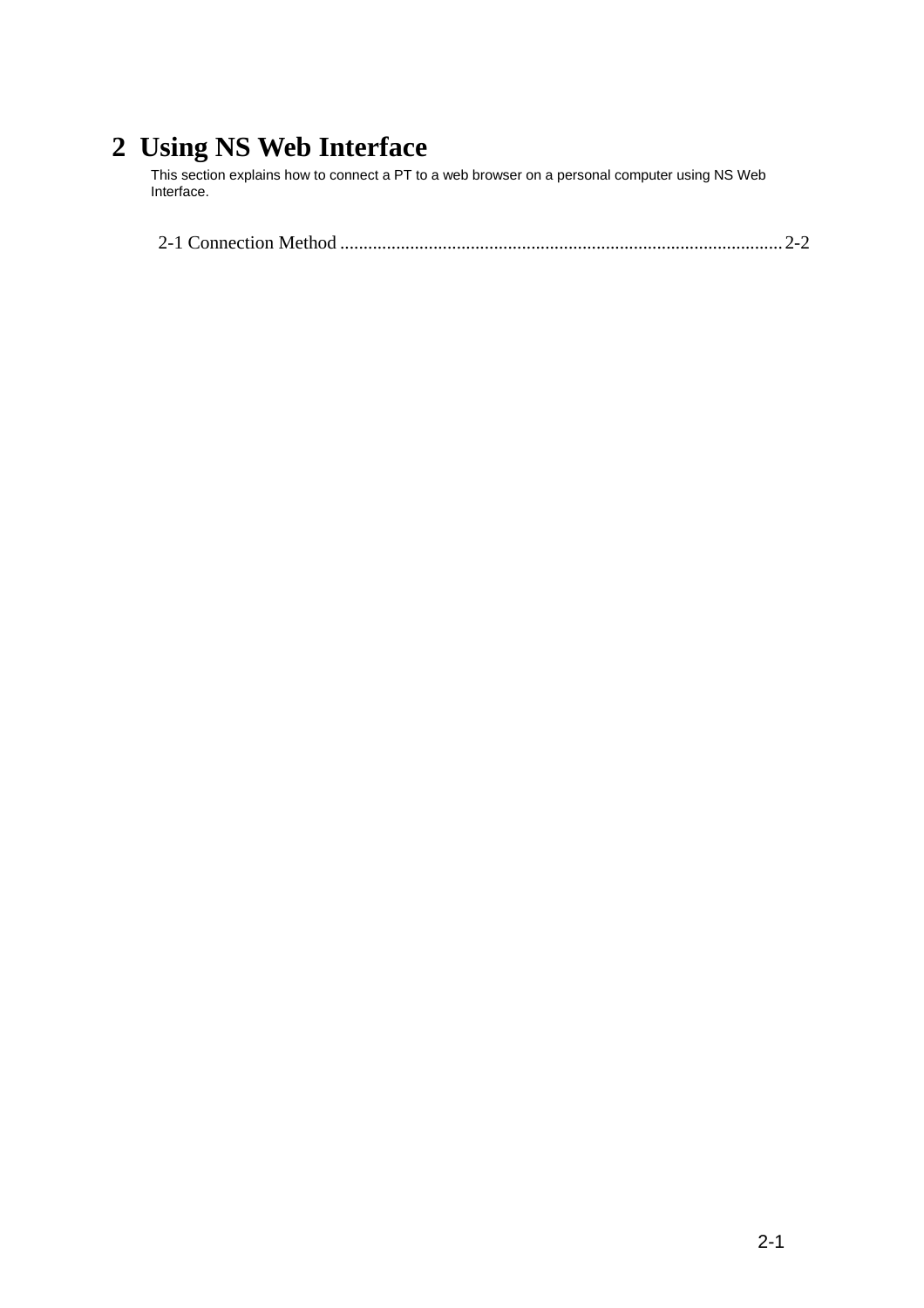# 2 Using NS Web Interface

This section explains how to connect a PT to a web browser on a personal computer using NS Web Interface.

2-1 Connection Method .............................................................................................. 2-2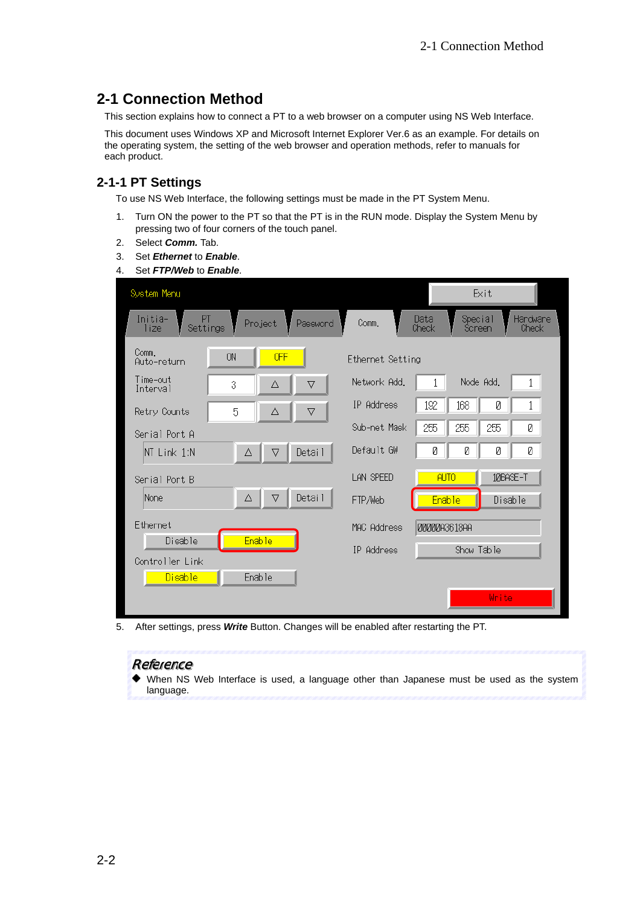## 2-1 Connection Method

This section explains how to connect a PT to a web browser on a computer using NS Web Interface.

This document uses Windows XP and Microsoft Internet Explorer Ver.6 as an example. For details on the operating system, the setting of the web browser and operation methods, refer to manuals for each product.

### 2-1-1 PT Settings

To use NS Web Interface, the following settings must be made in the PT System Menu.

1. Turn ON the power to the PT so that the PT is in the RUN mode. Display the System Menu by pressing two of four corners of the touch panel.
2. Select ***Comm.*** Tab.
3. Set ***Ethernet*** to ***Enable***.
4. Set ***FTP/Web*** to ***Enable***.
5. After settings, press ***Write*** Button. Changes will be enabled after restarting the PT.

**Reference**

◆ When NS Web Interface is used, a language other than Japanese must be used as the system language.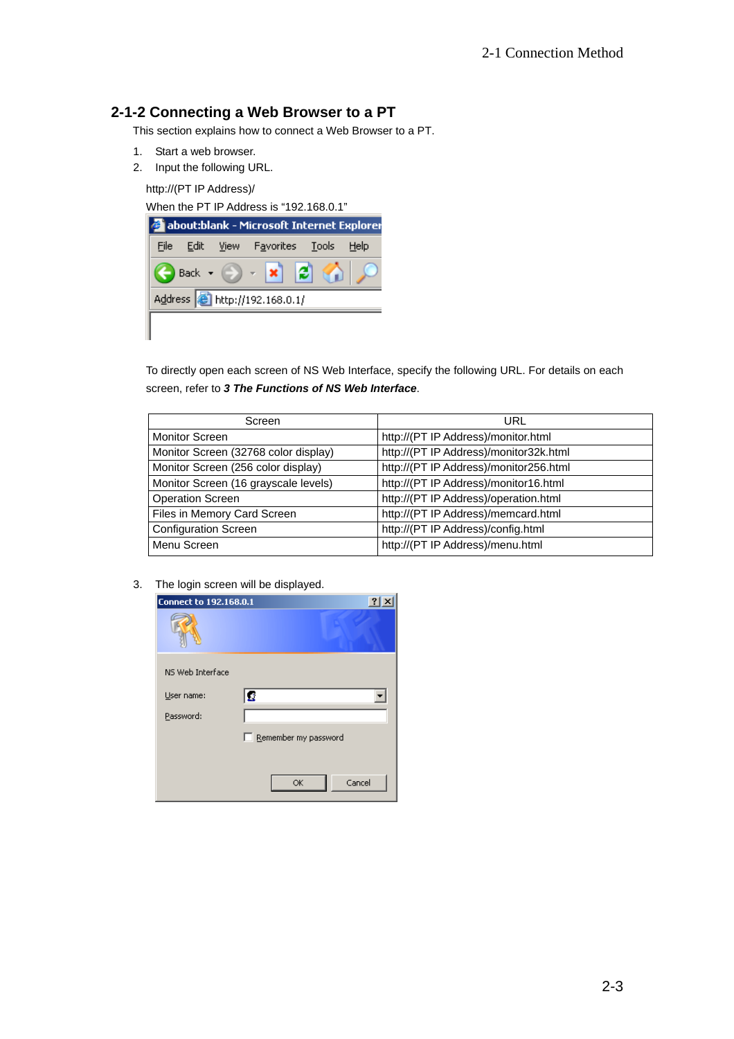## 2-1-2 Connecting a Web Browser to a PT

This section explains how to connect a Web Browser to a PT.

1. Start a web browser.
2. Input the following URL.

http://(PT IP Address)/

When the PT IP Address is "192.168.0.1"

To directly open each screen of NS Web Interface, specify the following URL. For details on each screen, refer to ***3 The Functions of NS Web Interface***.

| Screen | URL |
|---|---|
| Monitor Screen | http://(PT IP Address)/monitor.html |
| Monitor Screen (32768 color display) | http://(PT IP Address)/monitor32k.html |
| Monitor Screen (256 color display) | http://(PT IP Address)/monitor256.html |
| Monitor Screen (16 grayscale levels) | http://(PT IP Address)/monitor16.html |
| Operation Screen | http://(PT IP Address)/operation.html |
| Files in Memory Card Screen | http://(PT IP Address)/memcard.html |
| Configuration Screen | http://(PT IP Address)/config.html |
| Menu Screen | http://(PT IP Address)/menu.html |

3. The login screen will be displayed.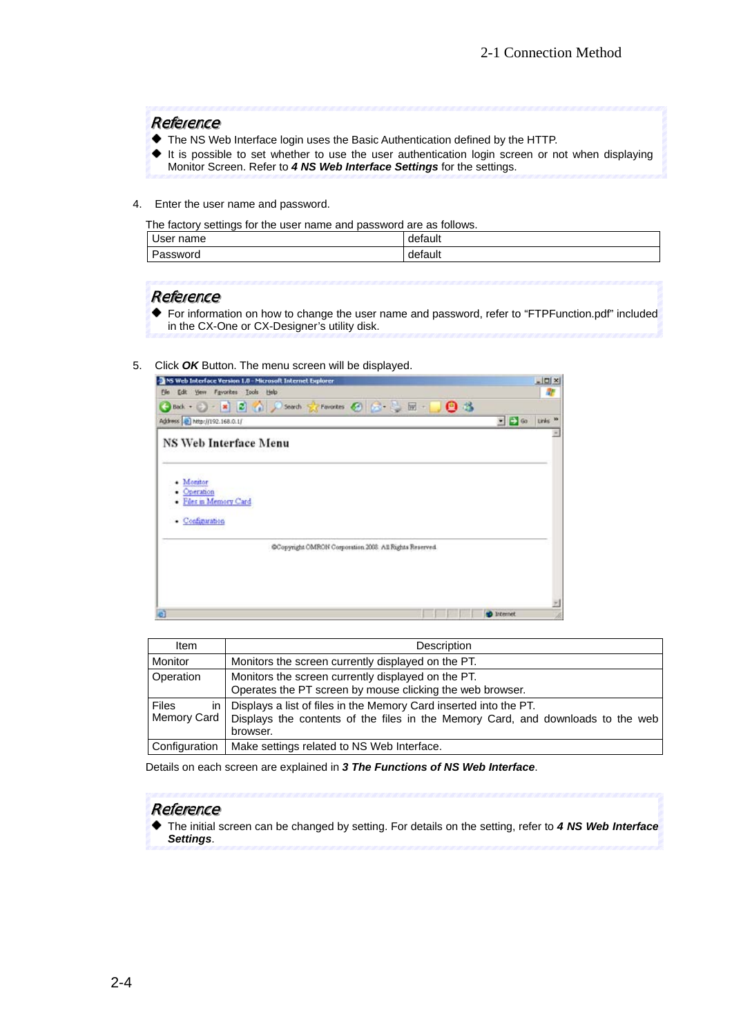**Reference**

- The NS Web Interface login uses the Basic Authentication defined by the HTTP.
- It is possible to set whether to use the user authentication login screen or not when displaying Monitor Screen. Refer to ***4 NS Web Interface Settings*** for the settings.

4. Enter the user name and password.

The factory settings for the user name and password are as follows.

| User name | default |
|---|---|
| Password | default |

**Reference**

- For information on how to change the user name and password, refer to “FTPFunction.pdf” included in the CX-One or CX-Designer’s utility disk.

5. Click ***OK*** Button. The menu screen will be displayed.

| Item | Description |
|---|---|
| Monitor | Monitors the screen currently displayed on the PT. |
| Operation | Monitors the screen currently displayed on the PT.<br>Operates the PT screen by mouse clicking the web browser. |
| Files in Memory Card | Displays a list of files in the Memory Card inserted into the PT.<br>Displays the contents of the files in the Memory Card, and downloads to the web browser. |
| Configuration | Make settings related to NS Web Interface. |

Details on each screen are explained in ***3 The Functions of NS Web Interface***.

**Reference**

- The initial screen can be changed by setting. For details on the setting, refer to ***4 NS Web Interface Settings***.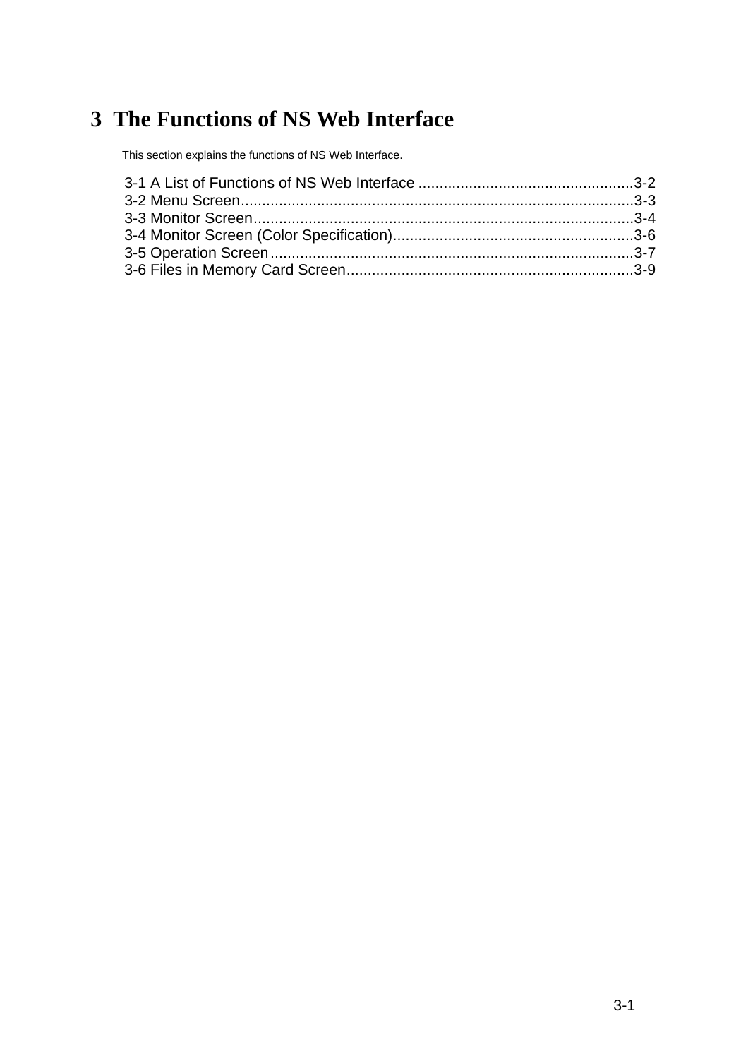# 3 The Functions of NS Web Interface

This section explains the functions of NS Web Interface.

3-1 A List of Functions of NS Web Interface ....................................................3-2
3-2 Menu Screen............................................................................................3-3
3-3 Monitor Screen.........................................................................................3-4
3-4 Monitor Screen (Color Specification).........................................................3-6
3-5 Operation Screen......................................................................................3-7
3-6 Files in Memory Card Screen....................................................................3-9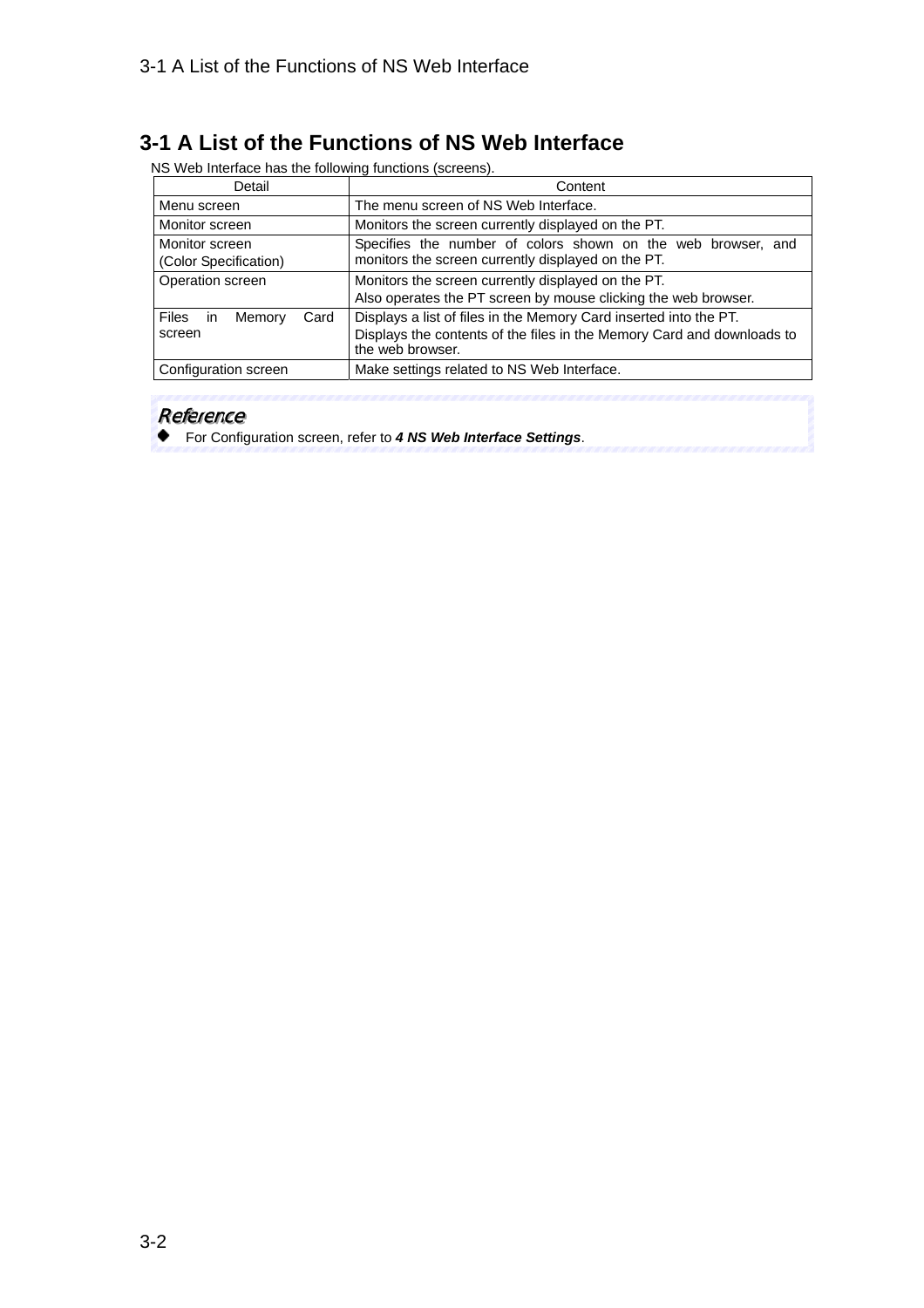## 3-1 A List of the Functions of NS Web Interface

NS Web Interface has the following functions (screens).

| Detail | Content |
|---|---|
| Menu screen | The menu screen of NS Web Interface. |
| Monitor screen | Monitors the screen currently displayed on the PT. |
| Monitor screen (Color Specification) | Specifies the number of colors shown on the web browser, and monitors the screen currently displayed on the PT. |
| Operation screen | Monitors the screen currently displayed on the PT. Also operates the PT screen by mouse clicking the web browser. |
| Files in Memory Card screen | Displays a list of files in the Memory Card inserted into the PT. Displays the contents of the files in the Memory Card and downloads to the web browser. |
| Configuration screen | Make settings related to NS Web Interface. |

**Reference**

- For Configuration screen, refer to ***4 NS Web Interface Settings***.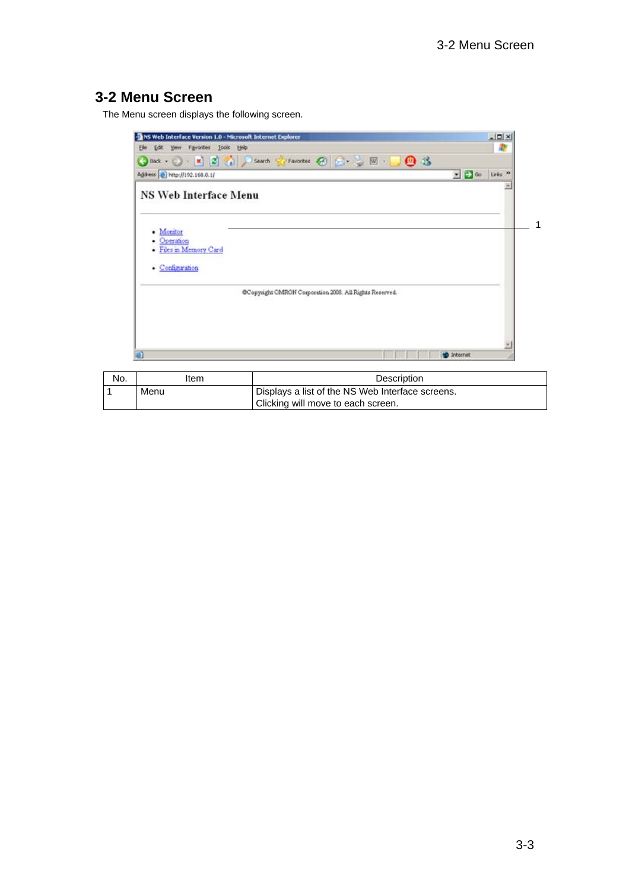## 3-2 Menu Screen

The Menu screen displays the following screen.

| No. | Item | Description |
|---|---|---|
| 1 | Menu | Displays a list of the NS Web Interface screens.<br>Clicking will move to each screen. |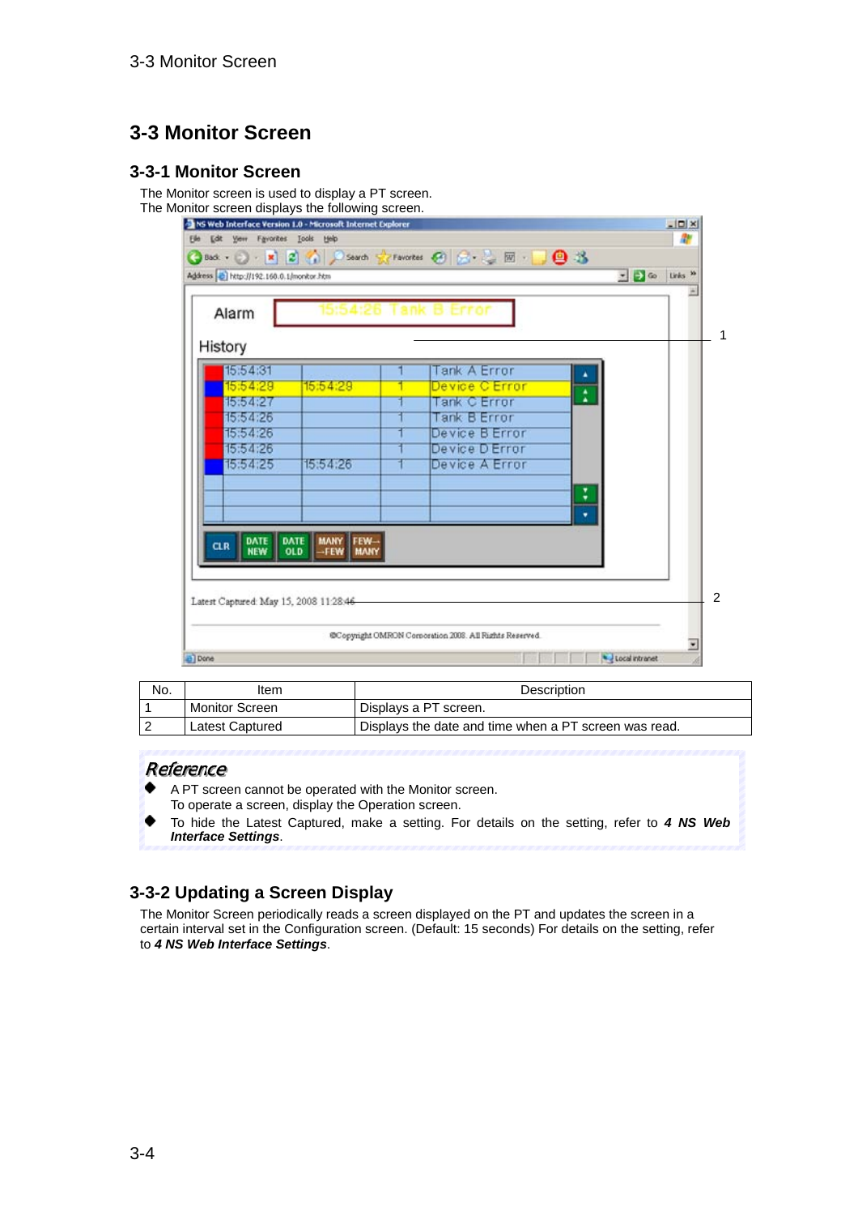# 3-3 Monitor Screen

## 3-3-1 Monitor Screen

The Monitor screen is used to display a PT screen.
The Monitor screen displays the following screen.

| No. | Item | Description |
|---|---|---|
| 1 | Monitor Screen | Displays a PT screen. |
| 2 | Latest Captured | Displays the date and time when a PT screen was read. |

**Reference**

- A PT screen cannot be operated with the Monitor screen.
  To operate a screen, display the Operation screen.
- To hide the Latest Captured, make a setting. For details on the setting, refer to ***4 NS Web Interface Settings***.

## 3-3-2 Updating a Screen Display

The Monitor Screen periodically reads a screen displayed on the PT and updates the screen in a certain interval set in the Configuration screen. (Default: 15 seconds) For details on the setting, refer to ***4 NS Web Interface Settings***.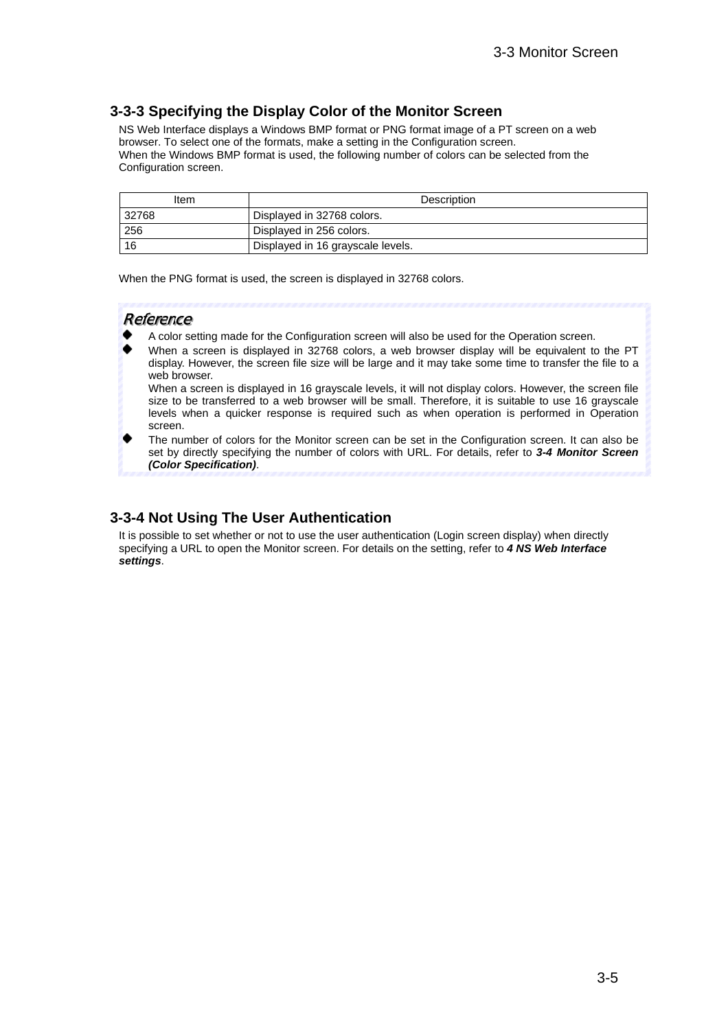### 3-3-3 Specifying the Display Color of the Monitor Screen

NS Web Interface displays a Windows BMP format or PNG format image of a PT screen on a web browser. To select one of the formats, make a setting in the Configuration screen.
When the Windows BMP format is used, the following number of colors can be selected from the Configuration screen.

| Item | Description |
|---|---|
| 32768 | Displayed in 32768 colors. |
| 256 | Displayed in 256 colors. |
| 16 | Displayed in 16 grayscale levels. |

When the PNG format is used, the screen is displayed in 32768 colors.

*Reference*

- A color setting made for the Configuration screen will also be used for the Operation screen.
- When a screen is displayed in 32768 colors, a web browser display will be equivalent to the PT display. However, the screen file size will be large and it may take some time to transfer the file to a web browser.
  When a screen is displayed in 16 grayscale levels, it will not display colors. However, the screen file size to be transferred to a web browser will be small. Therefore, it is suitable to use 16 grayscale levels when a quicker response is required such as when operation is performed in Operation screen.
- The number of colors for the Monitor screen can be set in the Configuration screen. It can also be set by directly specifying the number of colors with URL. For details, refer to ***3-4 Monitor Screen (Color Specification)***.

### 3-3-4 Not Using The User Authentication

It is possible to set whether or not to use the user authentication (Login screen display) when directly specifying a URL to open the Monitor screen. For details on the setting, refer to ***4 NS Web Interface settings***.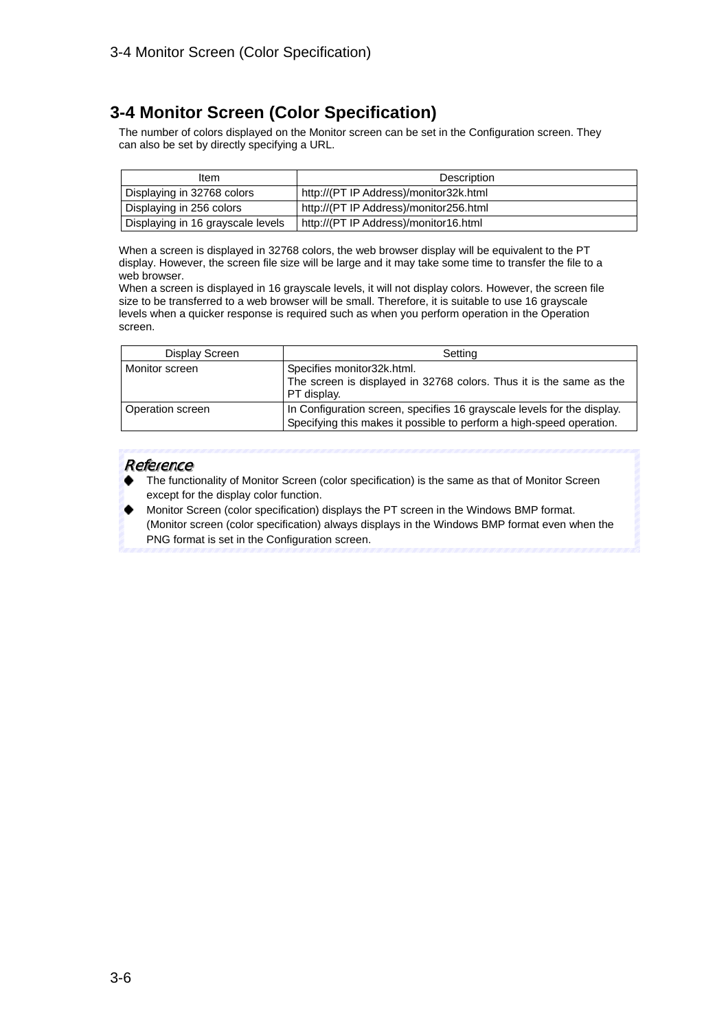## 3-4 Monitor Screen (Color Specification)

The number of colors displayed on the Monitor screen can be set in the Configuration screen. They can also be set by directly specifying a URL.

| Item | Description |
|---|---|
| Displaying in 32768 colors | http://(PT IP Address)/monitor32k.html |
| Displaying in 256 colors | http://(PT IP Address)/monitor256.html |
| Displaying in 16 grayscale levels | http://(PT IP Address)/monitor16.html |

When a screen is displayed in 32768 colors, the web browser display will be equivalent to the PT display. However, the screen file size will be large and it may take some time to transfer the file to a web browser.
When a screen is displayed in 16 grayscale levels, it will not display colors. However, the screen file size to be transferred to a web browser will be small. Therefore, it is suitable to use 16 grayscale levels when a quicker response is required such as when you perform operation in the Operation screen.

| Display Screen | Setting |
|---|---|
| Monitor screen | Specifies monitor32k.html. The screen is displayed in 32768 colors. Thus it is the same as the PT display. |
| Operation screen | In Configuration screen, specifies 16 grayscale levels for the display. Specifying this makes it possible to perform a high-speed operation. |

*Reference*

- The functionality of Monitor Screen (color specification) is the same as that of Monitor Screen except for the display color function.
- Monitor Screen (color specification) displays the PT screen in the Windows BMP format. (Monitor screen (color specification) always displays in the Windows BMP format even when the PNG format is set in the Configuration screen.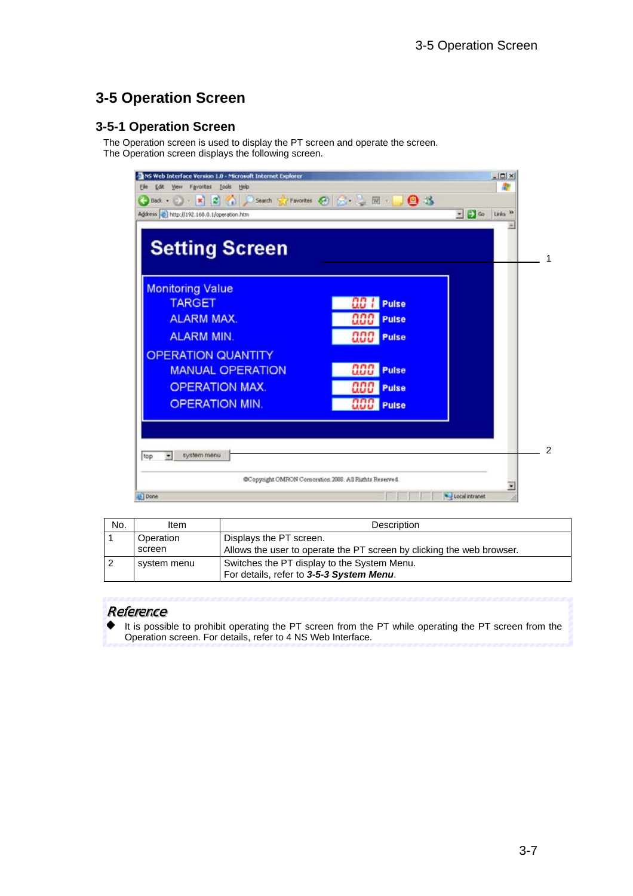# 3-5 Operation Screen

## 3-5-1 Operation Screen

The Operation screen is used to display the PT screen and operate the screen.
The Operation screen displays the following screen.

| No. | Item | Description |
|---|---|---|
| 1 | Operation screen | Displays the PT screen.<br>Allows the user to operate the PT screen by clicking the web browser. |
| 2 | system menu | Switches the PT display to the System Menu.<br>For details, refer to ***3-5-3 System Menu***. |

***Reference***

- It is possible to prohibit operating the PT screen from the PT while operating the PT screen from the Operation screen. For details, refer to 4 NS Web Interface.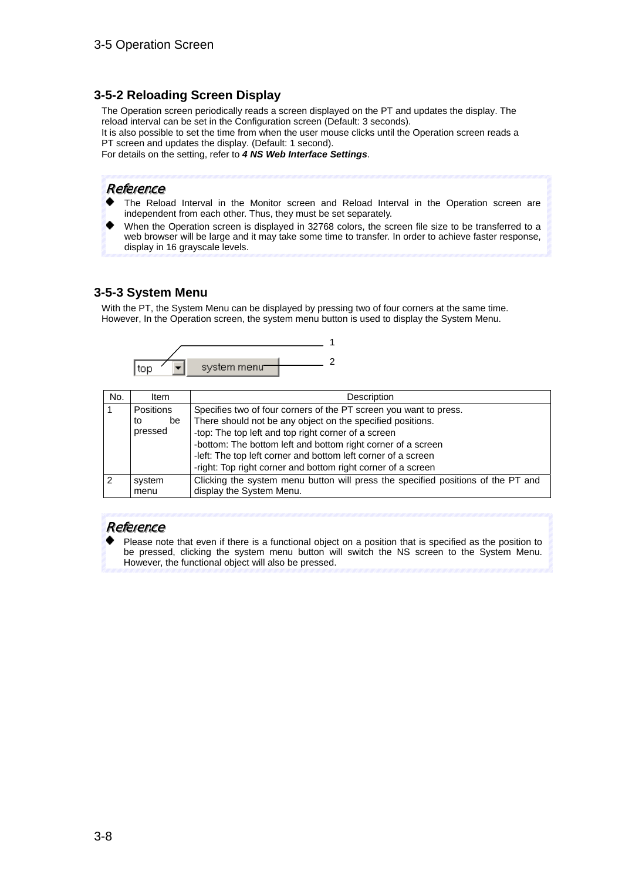## 3-5-2 Reloading Screen Display

The Operation screen periodically reads a screen displayed on the PT and updates the display. The reload interval can be set in the Configuration screen (Default: 3 seconds).
It is also possible to set the time from when the user mouse clicks until the Operation screen reads a PT screen and updates the display. (Default: 1 second).
For details on the setting, refer to ***4 NS Web Interface Settings***.

**Reference**

- The Reload Interval in the Monitor screen and Reload Interval in the Operation screen are independent from each other. Thus, they must be set separately.
- When the Operation screen is displayed in 32768 colors, the screen file size to be transferred to a web browser will be large and it may take some time to transfer. In order to achieve faster response, display in 16 grayscale levels.

## 3-5-3 System Menu

With the PT, the System Menu can be displayed by pressing two of four corners at the same time. However, In the Operation screen, the system menu button is used to display the System Menu.

top ▼ | system menu

1
2

| No. | Item | Description |
|---|---|---|
| 1 | Positions to be pressed | Specifies two of four corners of the PT screen you want to press.<br>There should not be any object on the specified positions.<br>-top: The top left and top right corner of a screen<br>-bottom: The bottom left and bottom right corner of a screen<br>-left: The top left corner and bottom left corner of a screen<br>-right: Top right corner and bottom right corner of a screen |
| 2 | system menu | Clicking the system menu button will press the specified positions of the PT and display the System Menu. |

**Reference**

- Please note that even if there is a functional object on a position that is specified as the position to be pressed, clicking the system menu button will switch the NS screen to the System Menu. However, the functional object will also be pressed.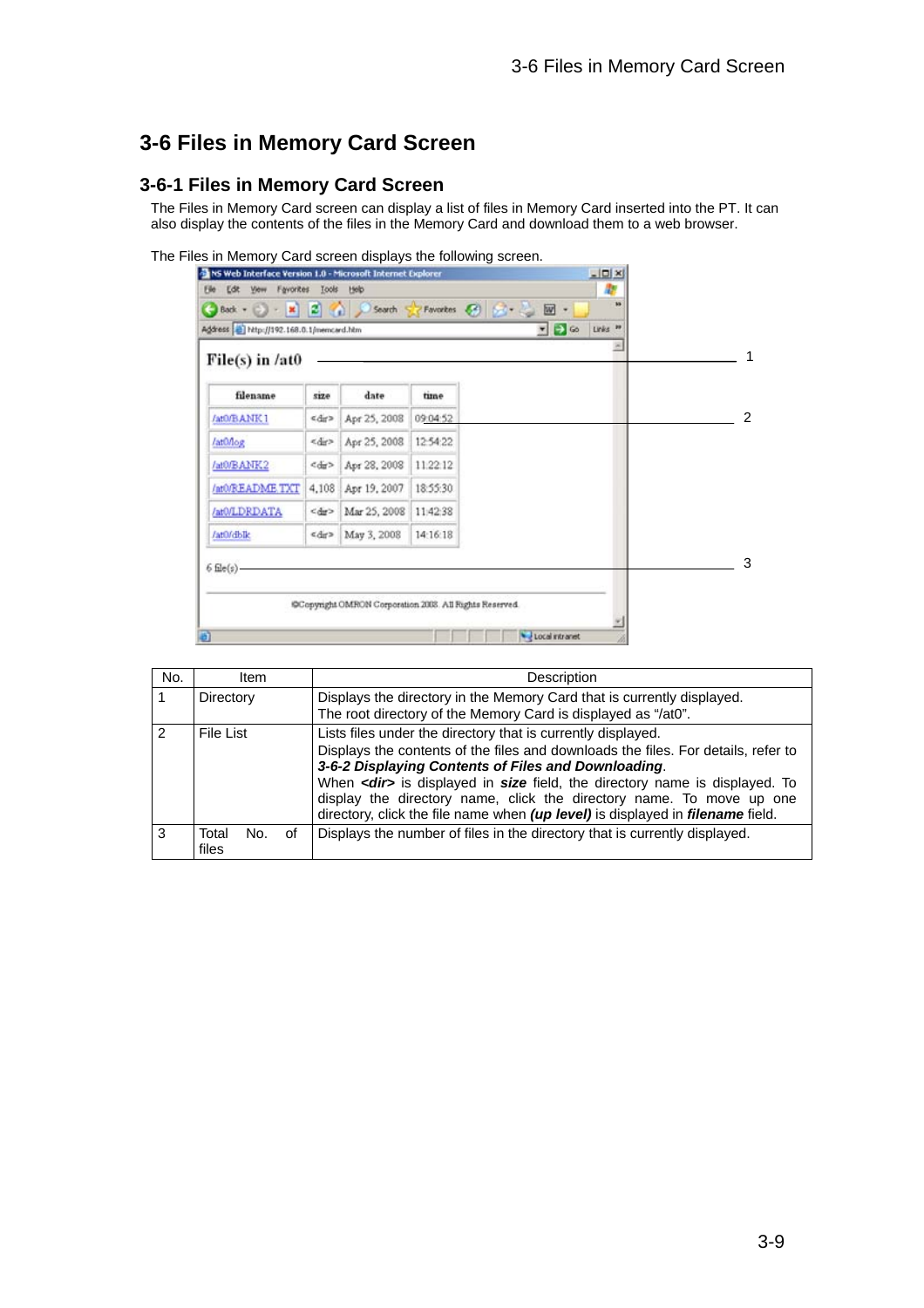# 3-6 Files in Memory Card Screen

## 3-6-1 Files in Memory Card Screen

The Files in Memory Card screen can display a list of files in Memory Card inserted into the PT. It can also display the contents of the files in the Memory Card and download them to a web browser.

The Files in Memory Card screen displays the following screen.

| No. | Item | Description |
|---|---|---|
| 1 | Directory | Displays the directory in the Memory Card that is currently displayed. The root directory of the Memory Card is displayed as "/at0". |
| 2 | File List | Lists files under the directory that is currently displayed. Displays the contents of the files and downloads the files. For details, refer to ***3-6-2 Displaying Contents of Files and Downloading***. When ***<dir>*** is displayed in ***size*** field, the directory name is displayed. To display the directory name, click the directory name. To move up one directory, click the file name when ***(up level)*** is displayed in ***filename*** field. |
| 3 | Total No. of files | Displays the number of files in the directory that is currently displayed. |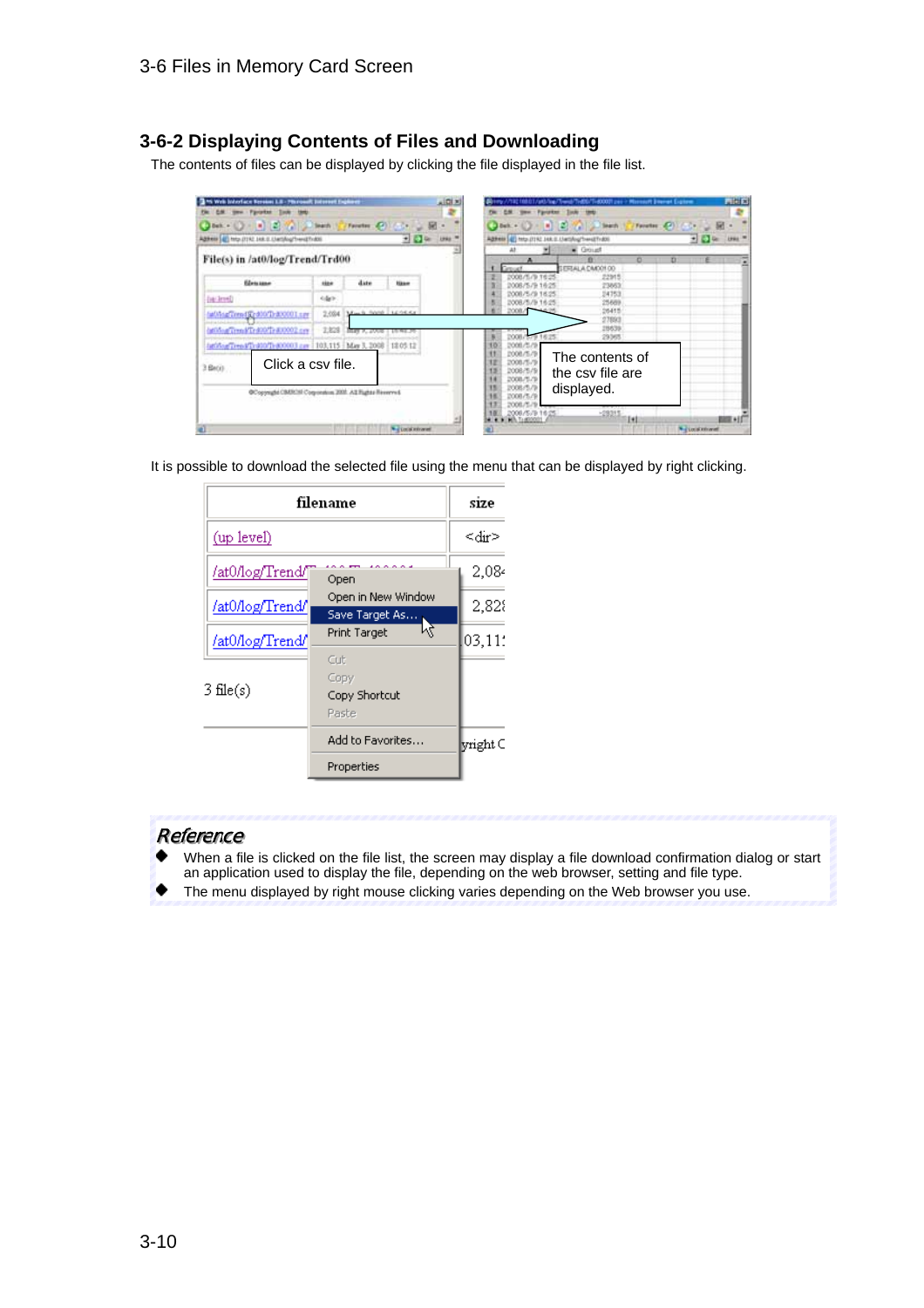## 3-6-2 Displaying Contents of Files and Downloading

The contents of files can be displayed by clicking the file displayed in the file list.

Click a csv file.

The contents of the csv file are displayed.

It is possible to download the selected file using the menu that can be displayed by right clicking.

### Reference

- When a file is clicked on the file list, the screen may display a file download confirmation dialog or start an application used to display the file, depending on the web browser, setting and file type.
- The menu displayed by right mouse clicking varies depending on the Web browser you use.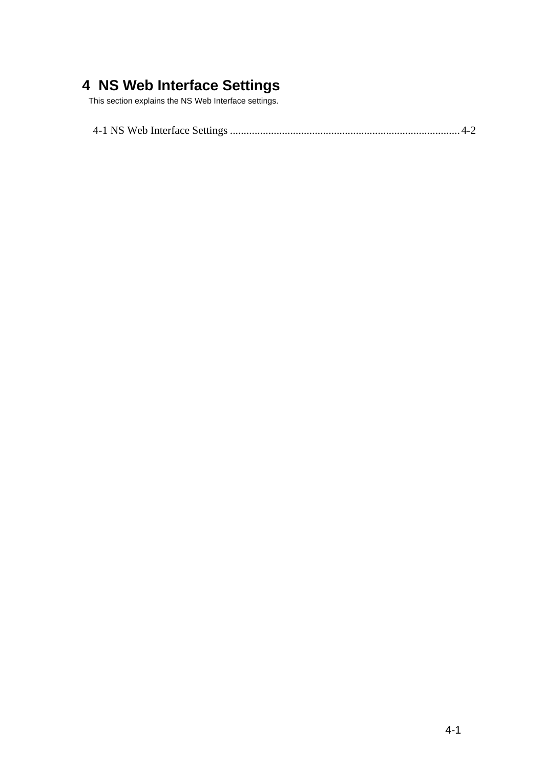# 4 NS Web Interface Settings

This section explains the NS Web Interface settings.

4-1 NS Web Interface Settings .................................................................................... 4-2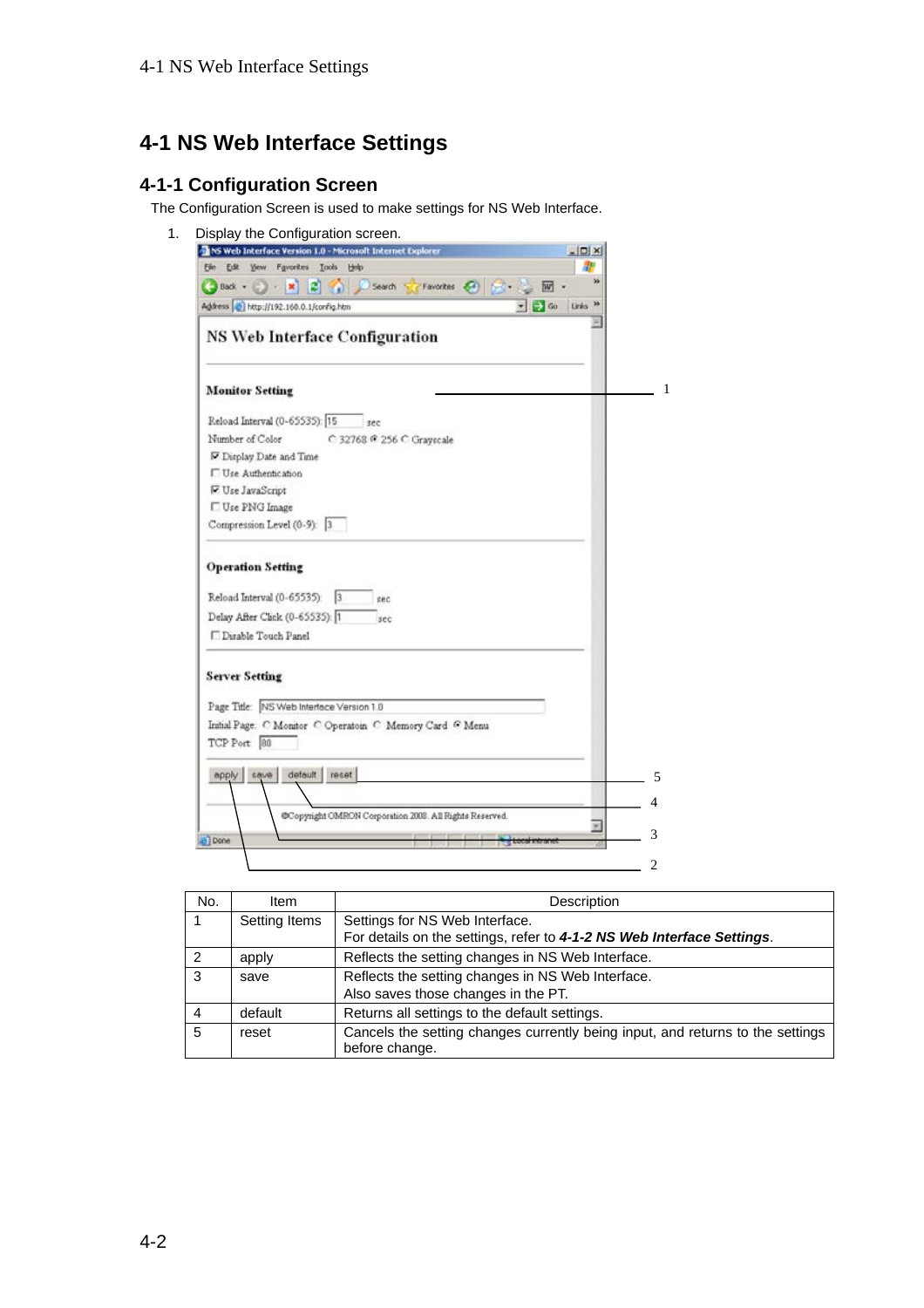# 4-1 NS Web Interface Settings

## 4-1-1 Configuration Screen

The Configuration Screen is used to make settings for NS Web Interface.

1. Display the Configuration screen.

| No. | Item | Description |
|---|---|---|
| 1 | Setting Items | Settings for NS Web Interface.<br>For details on the settings, refer to ***4-1-2 NS Web Interface Settings***. |
| 2 | apply | Reflects the setting changes in NS Web Interface. |
| 3 | save | Reflects the setting changes in NS Web Interface.<br>Also saves those changes in the PT. |
| 4 | default | Returns all settings to the default settings. |
| 5 | reset | Cancels the setting changes currently being input, and returns to the settings before change. |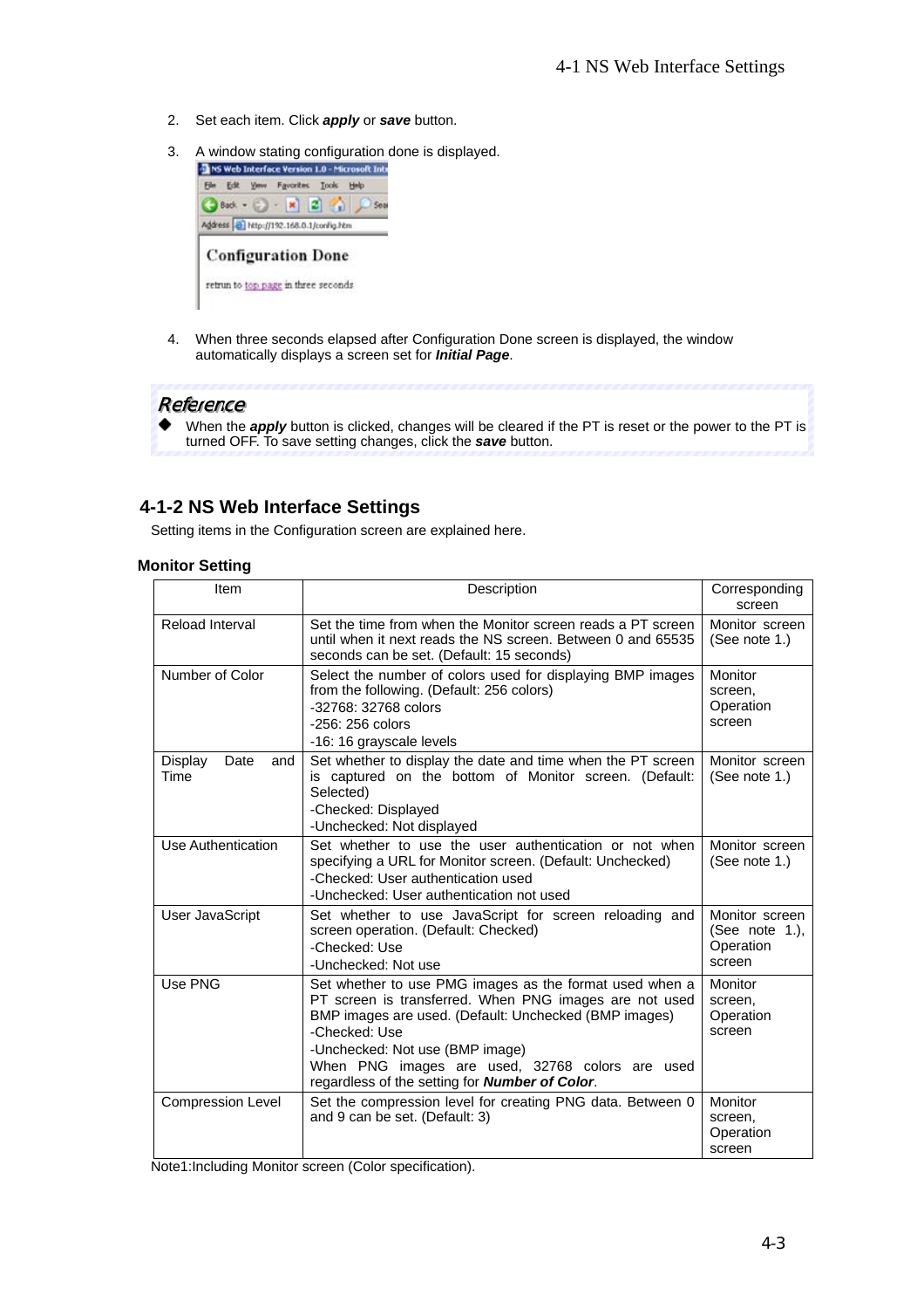2. Set each item. Click ***apply*** or ***save*** button.

3. A window stating configuration done is displayed.

4. When three seconds elapsed after Configuration Done screen is displayed, the window automatically displays a screen set for ***Initial Page***.

***Reference***

- When the ***apply*** button is clicked, changes will be cleared if the PT is reset or the power to the PT is turned OFF. To save setting changes, click the ***save*** button.

## 4-1-2 NS Web Interface Settings

Setting items in the Configuration screen are explained here.

**Monitor Setting**

| Item | Description | Corresponding screen |
|---|---|---|
| Reload Interval | Set the time from when the Monitor screen reads a PT screen until when it next reads the NS screen. Between 0 and 65535 seconds can be set. (Default: 15 seconds) | Monitor screen (See note 1.) |
| Number of Color | Select the number of colors used for displaying BMP images from the following. (Default: 256 colors)<br>-32768: 32768 colors<br>-256: 256 colors<br>-16: 16 grayscale levels | Monitor screen, Operation screen |
| Display Date and Time | Set whether to display the date and time when the PT screen is captured on the bottom of Monitor screen. (Default: Selected)<br>-Checked: Displayed<br>-Unchecked: Not displayed | Monitor screen (See note 1.) |
| Use Authentication | Set whether to use the user authentication or not when specifying a URL for Monitor screen. (Default: Unchecked)<br>-Checked: User authentication used<br>-Unchecked: User authentication not used | Monitor screen (See note 1.) |
| User JavaScript | Set whether to use JavaScript for screen reloading and screen operation. (Default: Checked)<br>-Checked: Use<br>-Unchecked: Not use | Monitor screen (See note 1.), Operation screen |
| Use PNG | Set whether to use PMG images as the format used when a PT screen is transferred. When PNG images are not used BMP images are used. (Default: Unchecked (BMP images)<br>-Checked: Use<br>-Unchecked: Not use (BMP image)<br>When PNG images are used, 32768 colors are used regardless of the setting for ***Number of Color***. | Monitor screen, Operation screen |
| Compression Level | Set the compression level for creating PNG data. Between 0 and 9 can be set. (Default: 3) | Monitor screen, Operation screen |

Note1:Including Monitor screen (Color specification).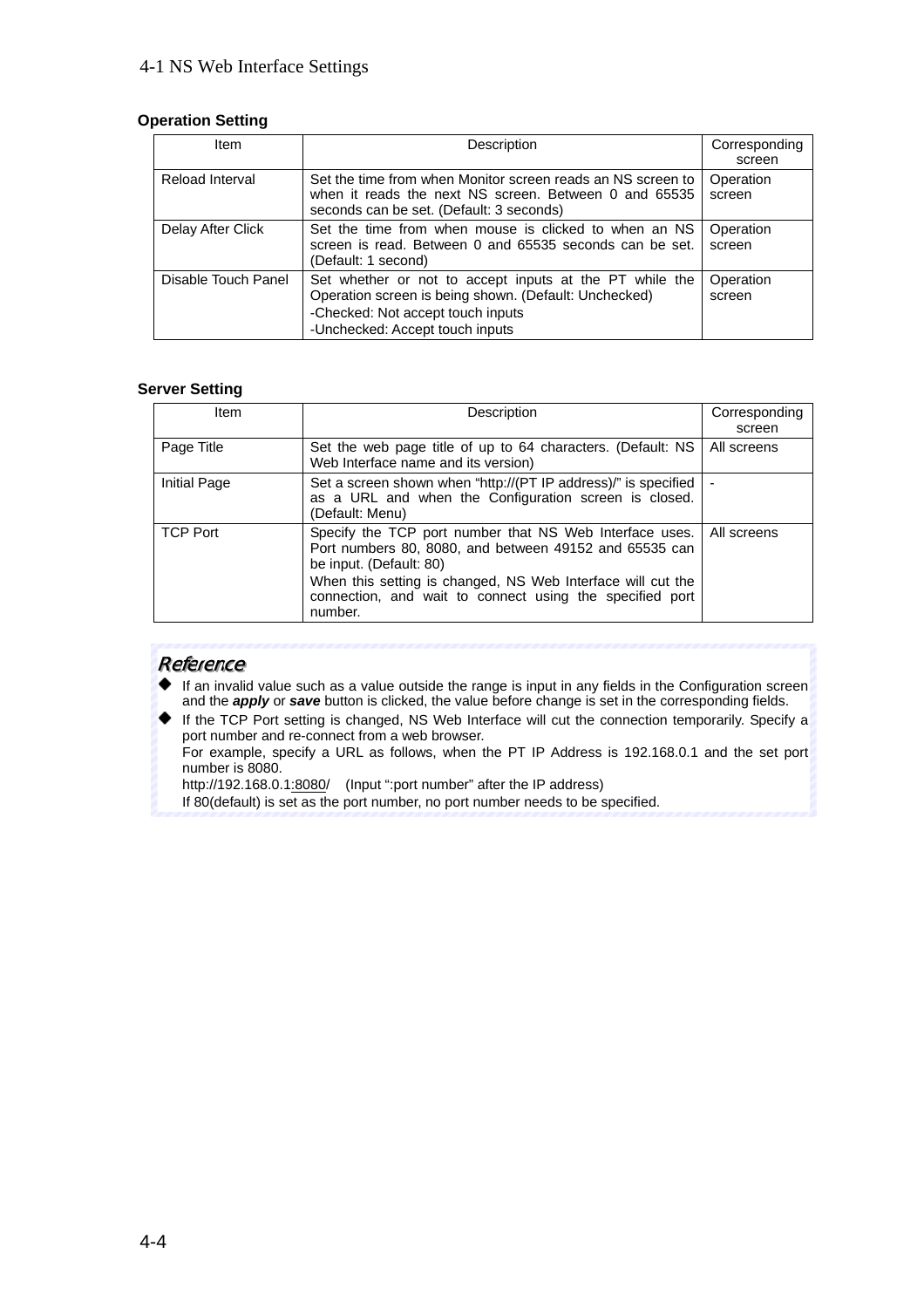### Operation Setting

| Item | Description | Corresponding screen |
|---|---|---|
| Reload Interval | Set the time from when Monitor screen reads an NS screen to when it reads the next NS screen. Between 0 and 65535 seconds can be set. (Default: 3 seconds) | Operation screen |
| Delay After Click | Set the time from when mouse is clicked to when an NS screen is read. Between 0 and 65535 seconds can be set. (Default: 1 second) | Operation screen |
| Disable Touch Panel | Set whether or not to accept inputs at the PT while the Operation screen is being shown. (Default: Unchecked)<br>-Checked: Not accept touch inputs<br>-Unchecked: Accept touch inputs | Operation screen |

### Server Setting

| Item | Description | Corresponding screen |
|---|---|---|
| Page Title | Set the web page title of up to 64 characters. (Default: NS Web Interface name and its version) | All screens |
| Initial Page | Set a screen shown when “http://(PT IP address)/” is specified as a URL and when the Configuration screen is closed. (Default: Menu) | - |
| TCP Port | Specify the TCP port number that NS Web Interface uses. Port numbers 80, 8080, and between 49152 and 65535 can be input. (Default: 80)<br>When this setting is changed, NS Web Interface will cut the connection, and wait to connect using the specified port number. | All screens |

***Reference***

- If an invalid value such as a value outside the range is input in any fields in the Configuration screen and the ***apply*** or ***save*** button is clicked, the value before change is set in the corresponding fields.
- If the TCP Port setting is changed, NS Web Interface will cut the connection temporarily. Specify a port number and re-connect from a web browser.
  For example, specify a URL as follows, when the PT IP Address is 192.168.0.1 and the set port number is 8080.
  http://192.168.0.1:8080/ (Input “:port number” after the IP address)
  If 80(default) is set as the port number, no port number needs to be specified.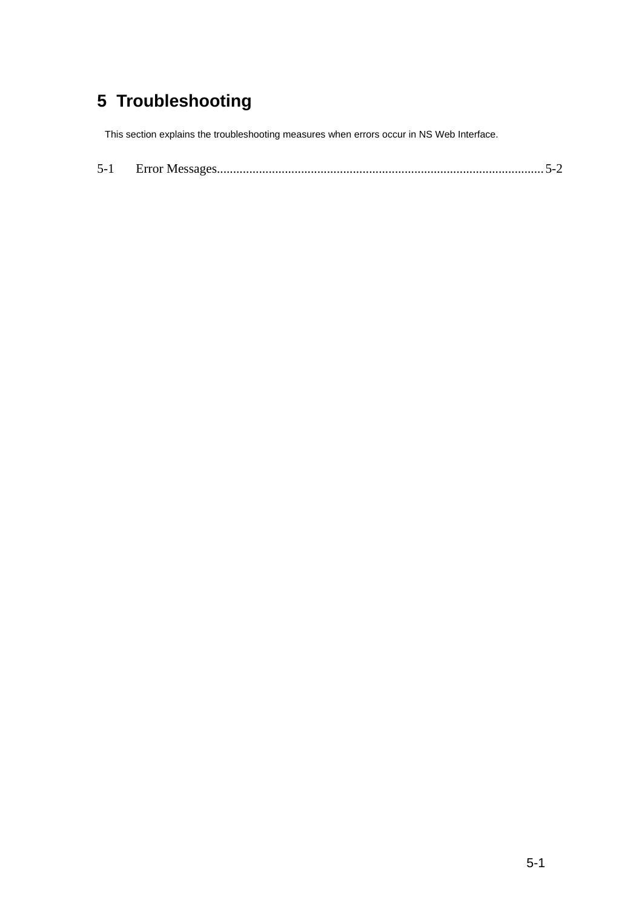# 5 Troubleshooting

This section explains the troubleshooting measures when errors occur in NS Web Interface.

5-1 Error Messages.................................................................................................... 5-2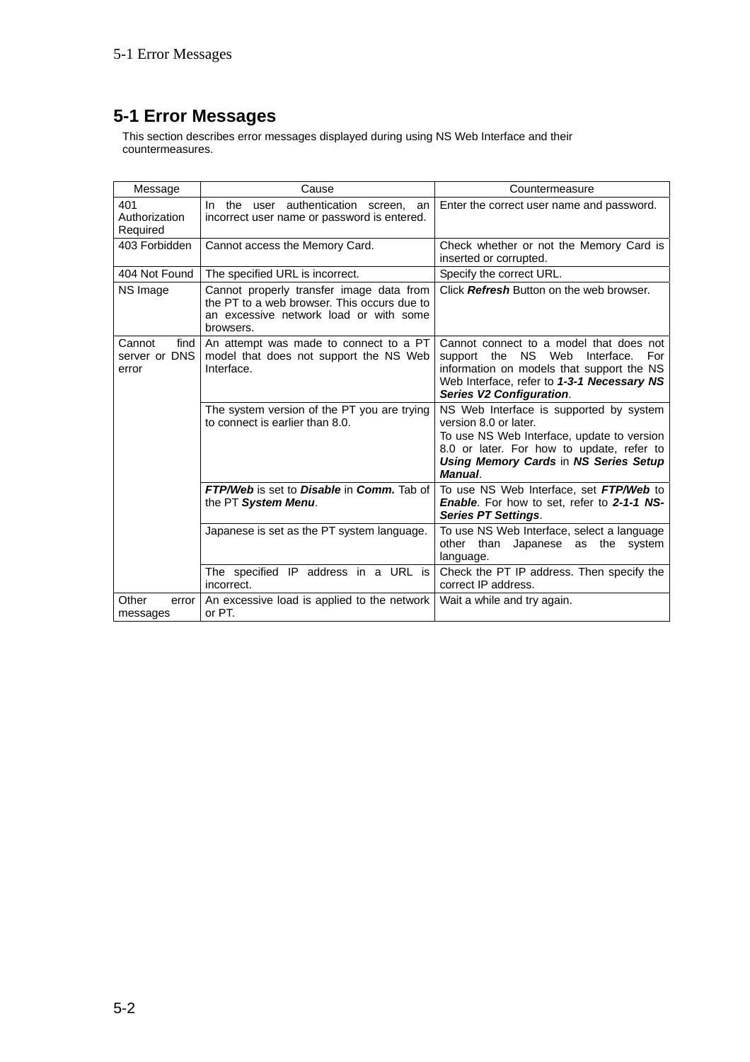## 5-1 Error Messages

This section describes error messages displayed during using NS Web Interface and their countermeasures.

| Message | Cause | Countermeasure |
|---|---|---|
| 401 Authorization Required | In the user authentication screen, an incorrect user name or password is entered. | Enter the correct user name and password. |
| 403 Forbidden | Cannot access the Memory Card. | Check whether or not the Memory Card is inserted or corrupted. |
| 404 Not Found | The specified URL is incorrect. | Specify the correct URL. |
| NS Image | Cannot properly transfer image data from the PT to a web browser. This occurs due to an excessive network load or with some browsers. | Click ***Refresh*** Button on the web browser. |
| Cannot find server or DNS error | An attempt was made to connect to a PT model that does not support the NS Web Interface. | Cannot connect to a model that does not support the NS Web Interface. For information on models that support the NS Web Interface, refer to ***1-3-1 Necessary NS Series V2 Configuration***. |
| | The system version of the PT you are trying to connect is earlier than 8.0. | NS Web Interface is supported by system version 8.0 or later.<br>To use NS Web Interface, update to version 8.0 or later. For how to update, refer to ***Using Memory Cards*** in ***NS Series Setup Manual***. |
| | ***FTP/Web*** is set to ***Disable*** in ***Comm.*** Tab of the PT ***System Menu***. | To use NS Web Interface, set ***FTP/Web*** to ***Enable***. For how to set, refer to ***2-1-1 NS-Series PT Settings***. |
| | Japanese is set as the PT system language. | To use NS Web Interface, select a language other than Japanese as the system language. |
| | The specified IP address in a URL is incorrect. | Check the PT IP address. Then specify the correct IP address. |
| Other error messages | An excessive load is applied to the network or PT. | Wait a while and try again. |